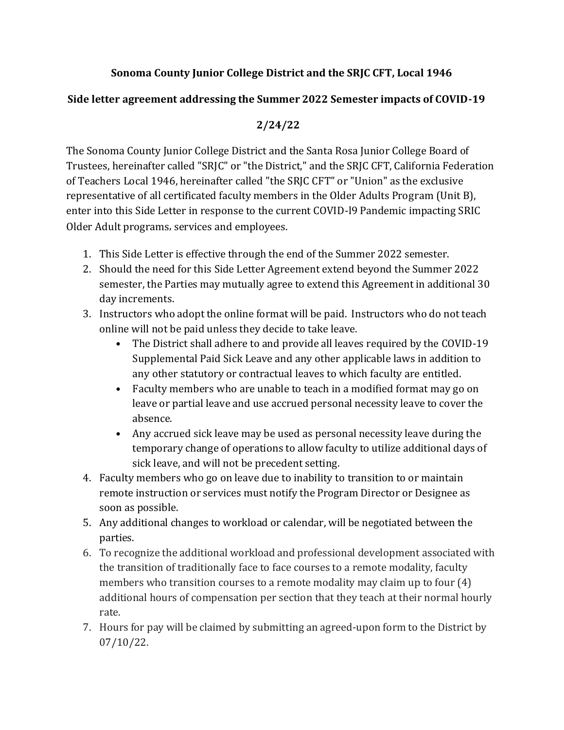**Sonoma County Junior College District and the SRJC CFT, Local 1946**

**Side letter agreement addressing the Summer 2022 Semester impacts of COVID-19**

**2/24/22**

The Sonoma County Junior College District and the Santa Rosa Junior College Board of Trustees, hereinafter called "SRJC" or "the District," and the SRJC CFT, California Federation of Teachers Local 1946, hereinafter called "the SRJC CFT" or "Union" as the exclusive representative of all certificated faculty members in the Older Adults Program (Unit B), enter into this Side Letter in response to the current COVID-l9 Pandemic impacting SRJC Older Adult programs, services and employees.

1. This Side Letter is effective through the end of the Summer 2022 semester.
2. Should the need for this Side Letter Agreement extend beyond the Summer 2022 semester, the Parties may mutually agree to extend this Agreement in additional 30 day increments.
3. Instructors who adopt the online format will be paid. Instructors who do not teach online will not be paid unless they decide to take leave.
    - The District shall adhere to and provide all leaves required by the COVID-19 Supplemental Paid Sick Leave and any other applicable laws in addition to any other statutory or contractual leaves to which faculty are entitled.
    - Faculty members who are unable to teach in a modified format may go on leave or partial leave and use accrued personal necessity leave to cover the absence.
    - Any accrued sick leave may be used as personal necessity leave during the temporary change of operations to allow faculty to utilize additional days of sick leave, and will not be precedent setting.
4. Faculty members who go on leave due to inability to transition to or maintain remote instruction or services must notify the Program Director or Designee as soon as possible.
5. Any additional changes to workload or calendar, will be negotiated between the parties.
6. To recognize the additional workload and professional development associated with the transition of traditionally face to face courses to a remote modality, faculty members who transition courses to a remote modality may claim up to four (4) additional hours of compensation per section that they teach at their normal hourly rate.
7. Hours for pay will be claimed by submitting an agreed-upon form to the District by 07/10/22.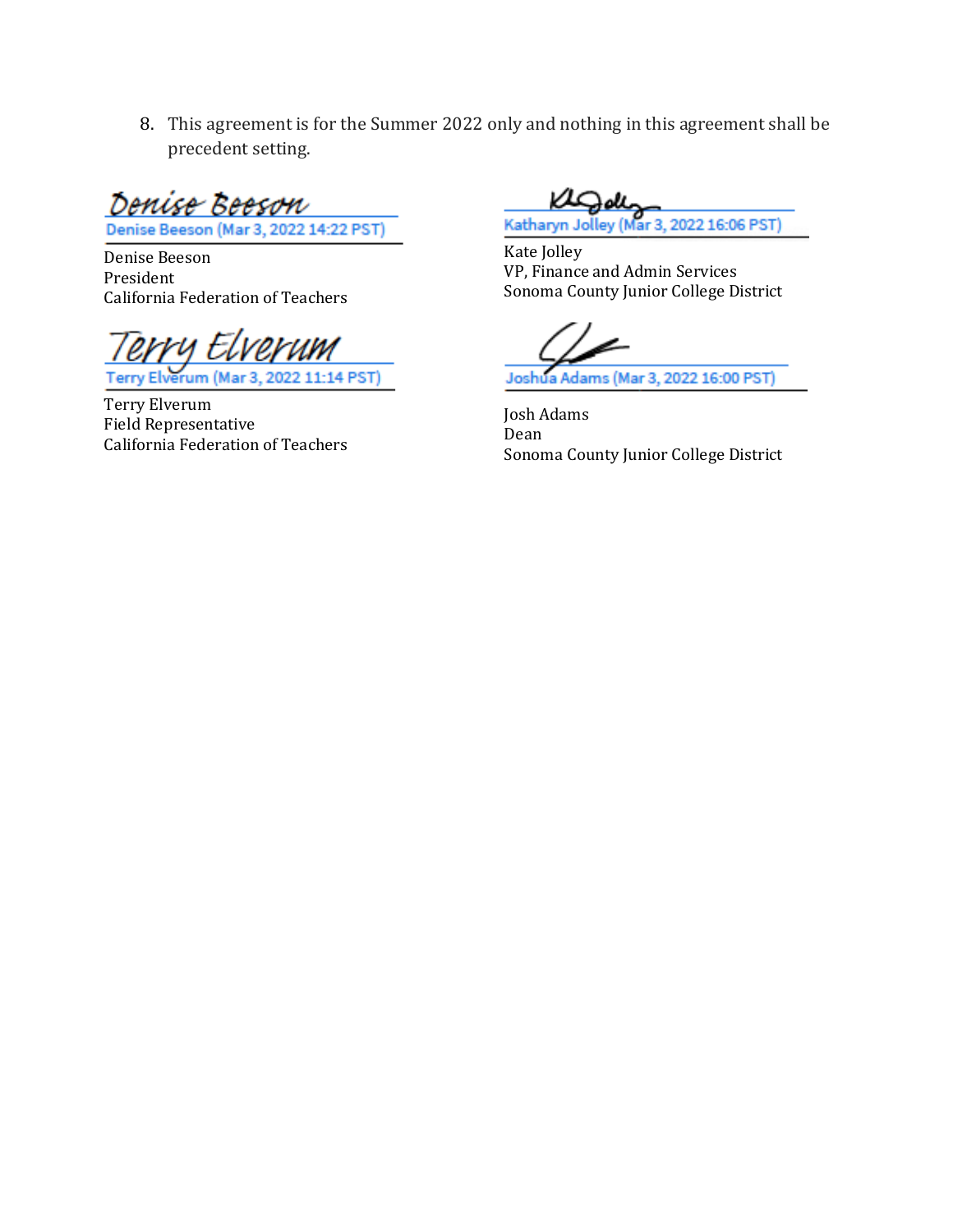8. This agreement is for the Summer 2022 only and nothing in this agreement shall be precedent setting.

Denise Beeson (Mar 3, 2022 14:22 PST)

Denise Beeson
President
California Federation of Teachers

Terry Elverum (Mar 3, 2022 11:14 PST)

Terry Elverum
Field Representative
California Federation of Teachers

Katharyn Jolley (Mar 3, 2022 16:06 PST)

Kate Jolley
VP, Finance and Admin Services
Sonoma County Junior College District

Joshua Adams (Mar 3, 2022 16:00 PST)

Josh Adams
Dean
Sonoma County Junior College District